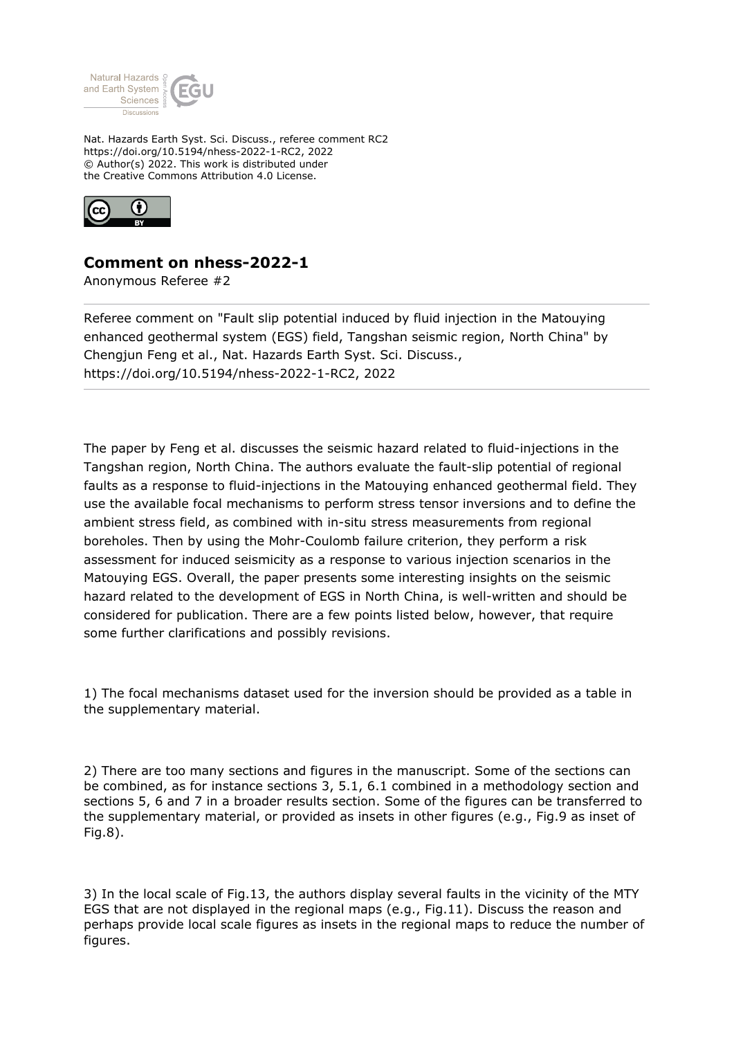Nat. Hazards Earth Syst. Sci. Discuss., referee comment RC2
https://doi.org/10.5194/nhess-2022-1-RC2, 2022
© Author(s) 2022. This work is distributed under
the Creative Commons Attribution 4.0 License.

## Comment on nhess-2022-1

Anonymous Referee #2

---

Referee comment on "Fault slip potential induced by fluid injection in the Matouying enhanced geothermal system (EGS) field, Tangshan seismic region, North China" by Chengjun Feng et al., Nat. Hazards Earth Syst. Sci. Discuss., https://doi.org/10.5194/nhess-2022-1-RC2, 2022

---

The paper by Feng et al. discusses the seismic hazard related to fluid-injections in the Tangshan region, North China. The authors evaluate the fault-slip potential of regional faults as a response to fluid-injections in the Matouying enhanced geothermal field. They use the available focal mechanisms to perform stress tensor inversions and to define the ambient stress field, as combined with in-situ stress measurements from regional boreholes. Then by using the Mohr-Coulomb failure criterion, they perform a risk assessment for induced seismicity as a response to various injection scenarios in the Matouying EGS. Overall, the paper presents some interesting insights on the seismic hazard related to the development of EGS in North China, is well-written and should be considered for publication. There are a few points listed below, however, that require some further clarifications and possibly revisions.

1) The focal mechanisms dataset used for the inversion should be provided as a table in the supplementary material.

2) There are too many sections and figures in the manuscript. Some of the sections can be combined, as for instance sections 3, 5.1, 6.1 combined in a methodology section and sections 5, 6 and 7 in a broader results section. Some of the figures can be transferred to the supplementary material, or provided as insets in other figures (e.g., Fig.9 as inset of Fig.8).

3) In the local scale of Fig.13, the authors display several faults in the vicinity of the MTY EGS that are not displayed in the regional maps (e.g., Fig.11). Discuss the reason and perhaps provide local scale figures as insets in the regional maps to reduce the number of figures.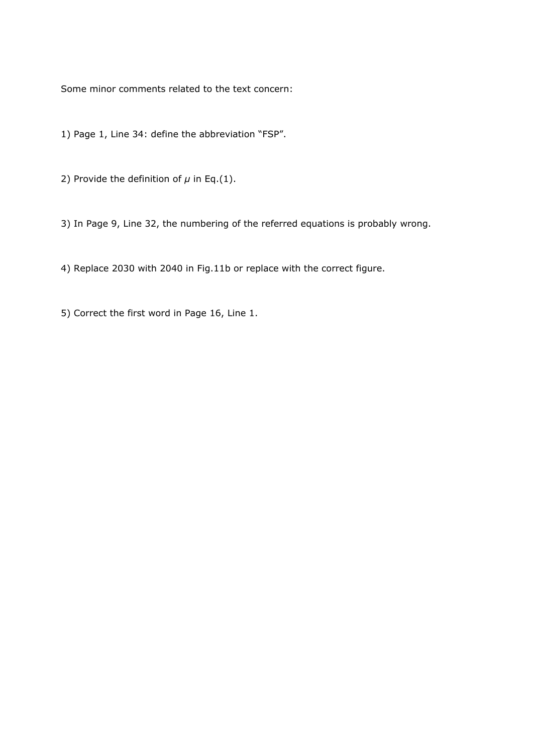Some minor comments related to the text concern:

1) Page 1, Line 34: define the abbreviation “FSP”.

2) Provide the definition of $\mu$ in Eq.(1).

3) In Page 9, Line 32, the numbering of the referred equations is probably wrong.

4) Replace 2030 with 2040 in Fig.11b or replace with the correct figure.

5) Correct the first word in Page 16, Line 1.